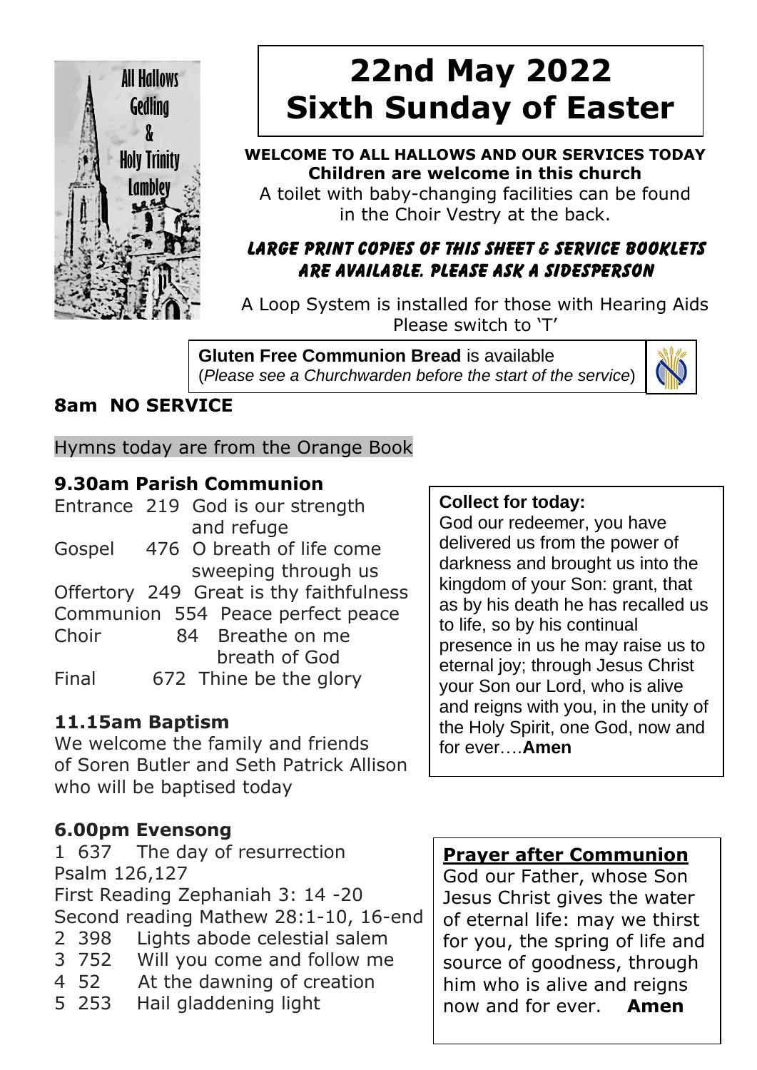All Hallows Gedling & Holy Trinity Lambley

# 22nd May 2022
# Sixth Sunday of Easter

**WELCOME TO ALL HALLOWS AND OUR SERVICES TODAY**
**Children are welcome in this church**
A toilet with baby-changing facilities can be found in the Choir Vestry at the back.

***LARGE PRINT COPIES OF THIS SHEET & SERVICE BOOKLETS ARE AVAILABLE. PLEASE ASK A SIDESPERSON***

A Loop System is installed for those with Hearing Aids
Please switch to 'T'

**Gluten Free Communion Bread** is available
(*Please see a Churchwarden before the start of the service*)

## 8am NO SERVICE

Hymns today are from the Orange Book

## 9.30am Parish Communion

| | | |
|---|---|---|
| Entrance | 219 | God is our strength and refuge |
| Gospel | 476 | O breath of life come sweeping through us |
| Offertory | 249 | Great is thy faithfulness |
| Communion | 554 | Peace perfect peace |
| Choir | 84 | Breathe on me breath of God |
| Final | 672 | Thine be the glory |

## 11.15am Baptism

We welcome the family and friends of Soren Butler and Seth Patrick Allison who will be baptised today

## 6.00pm Evensong

1 637 The day of resurrection
Psalm 126,127
First Reading Zephaniah 3: 14 -20
Second reading Mathew 28:1-10, 16-end
2 398 Lights abode celestial salem
3 752 Will you come and follow me
4 52 At the dawning of creation
5 253 Hail gladdening light

**Collect for today:**
God our redeemer, you have delivered us from the power of darkness and brought us into the kingdom of your Son: grant, that as by his death he has recalled us to life, so by his continual presence in us he may raise us to eternal joy; through Jesus Christ your Son our Lord, who is alive and reigns with you, in the unity of the Holy Spirit, one God, now and for ever….**Amen**

**Prayer after Communion**
God our Father, whose Son Jesus Christ gives the water of eternal life: may we thirst for you, the spring of life and source of goodness, through him who is alive and reigns now and for ever. **Amen**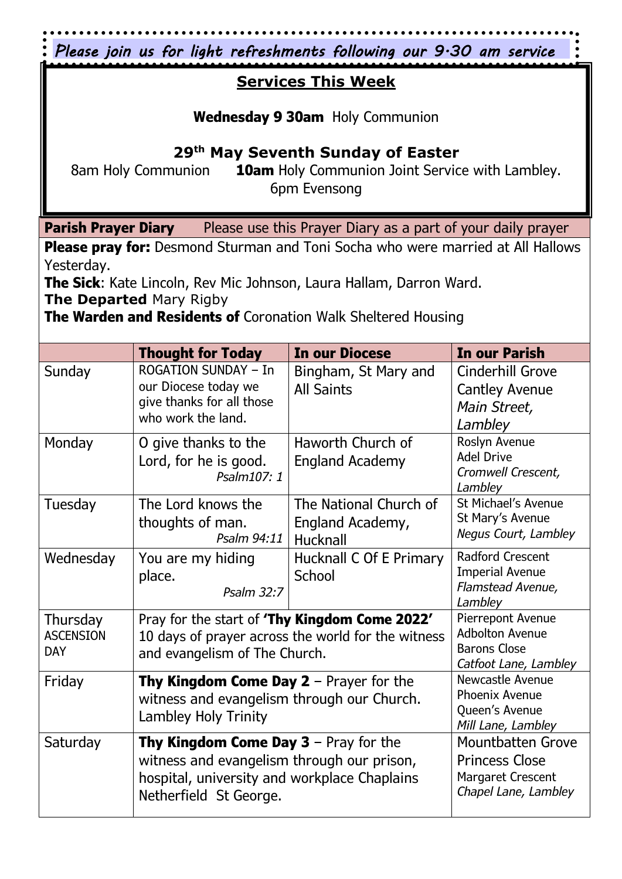*Please join us for light refreshments following our 9.30 am service*

## Services This Week

**Wednesday 9 30am** Holy Communion

**29th May Seventh Sunday of Easter**

8am Holy Communion **10am** Holy Communion Joint Service with Lambley.

6pm Evensong

**Parish Prayer Diary** Please use this Prayer Diary as a part of your daily prayer

**Please pray for:** Desmond Sturman and Toni Socha who were married at All Hallows Yesterday.

**The Sick**: Kate Lincoln, Rev Mic Johnson, Laura Hallam, Darron Ward.

**The Departed** Mary Rigby

**The Warden and Residents of** Coronation Walk Sheltered Housing

| | **Thought for Today** | **In our Diocese** | **In our Parish** |
|---|---|---|---|
| Sunday | ROGATION SUNDAY – In our Diocese today we give thanks for all those who work the land. | Bingham, St Mary and All Saints | Cinderhill Grove<br>Cantley Avenue<br>*Main Street, Lambley* |
| Monday | O give thanks to the Lord, for he is good. *Psalm107: 1* | Haworth Church of England Academy | Roslyn Avenue<br>Adel Drive<br>*Cromwell Crescent, Lambley* |
| Tuesday | The Lord knows the thoughts of man. *Psalm 94:11* | The National Church of England Academy, Hucknall | St Michael's Avenue<br>St Mary's Avenue<br>*Negus Court, Lambley* |
| Wednesday | You are my hiding place. *Psalm 32:7* | Hucknall C Of E Primary School | Radford Crescent<br>Imperial Avenue<br>*Flamstead Avenue, Lambley* |
| Thursday ASCENSION DAY | Pray for the start of **'Thy Kingdom Come 2022'** 10 days of prayer across the world for the witness and evangelism of The Church. | | Pierrepont Avenue<br>Adbolton Avenue<br>Barons Close<br>*Catfoot Lane, Lambley* |
| Friday | **Thy Kingdom Come Day 2** – Prayer for the witness and evangelism through our Church. Lambley Holy Trinity | | Newcastle Avenue<br>Phoenix Avenue<br>Queen's Avenue<br>*Mill Lane, Lambley* |
| Saturday | **Thy Kingdom Come Day 3** – Pray for the witness and evangelism through our prison, hospital, university and workplace Chaplains Netherfield St George. | | Mountbatten Grove<br>Princess Close<br>Margaret Crescent<br>*Chapel Lane, Lambley* |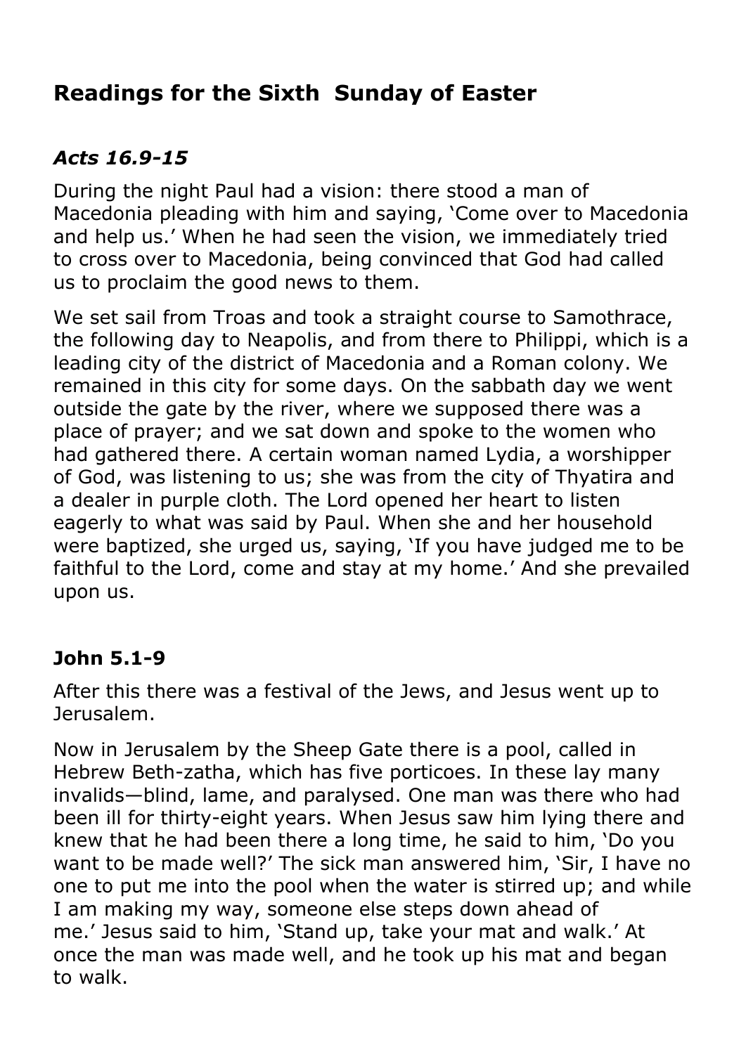## Readings for the Sixth  Sunday of Easter

### *Acts 16.9-15*

During the night Paul had a vision: there stood a man of Macedonia pleading with him and saying, 'Come over to Macedonia and help us.' When he had seen the vision, we immediately tried to cross over to Macedonia, being convinced that God had called us to proclaim the good news to them.

We set sail from Troas and took a straight course to Samothrace, the following day to Neapolis, and from there to Philippi, which is a leading city of the district of Macedonia and a Roman colony. We remained in this city for some days. On the sabbath day we went outside the gate by the river, where we supposed there was a place of prayer; and we sat down and spoke to the women who had gathered there. A certain woman named Lydia, a worshipper of God, was listening to us; she was from the city of Thyatira and a dealer in purple cloth. The Lord opened her heart to listen eagerly to what was said by Paul. When she and her household were baptized, she urged us, saying, 'If you have judged me to be faithful to the Lord, come and stay at my home.' And she prevailed upon us.

### John 5.1-9

After this there was a festival of the Jews, and Jesus went up to Jerusalem.

Now in Jerusalem by the Sheep Gate there is a pool, called in Hebrew Beth-zatha, which has five porticoes. In these lay many invalids—blind, lame, and paralysed. One man was there who had been ill for thirty-eight years. When Jesus saw him lying there and knew that he had been there a long time, he said to him, 'Do you want to be made well?' The sick man answered him, 'Sir, I have no one to put me into the pool when the water is stirred up; and while I am making my way, someone else steps down ahead of me.' Jesus said to him, 'Stand up, take your mat and walk.' At once the man was made well, and he took up his mat and began to walk.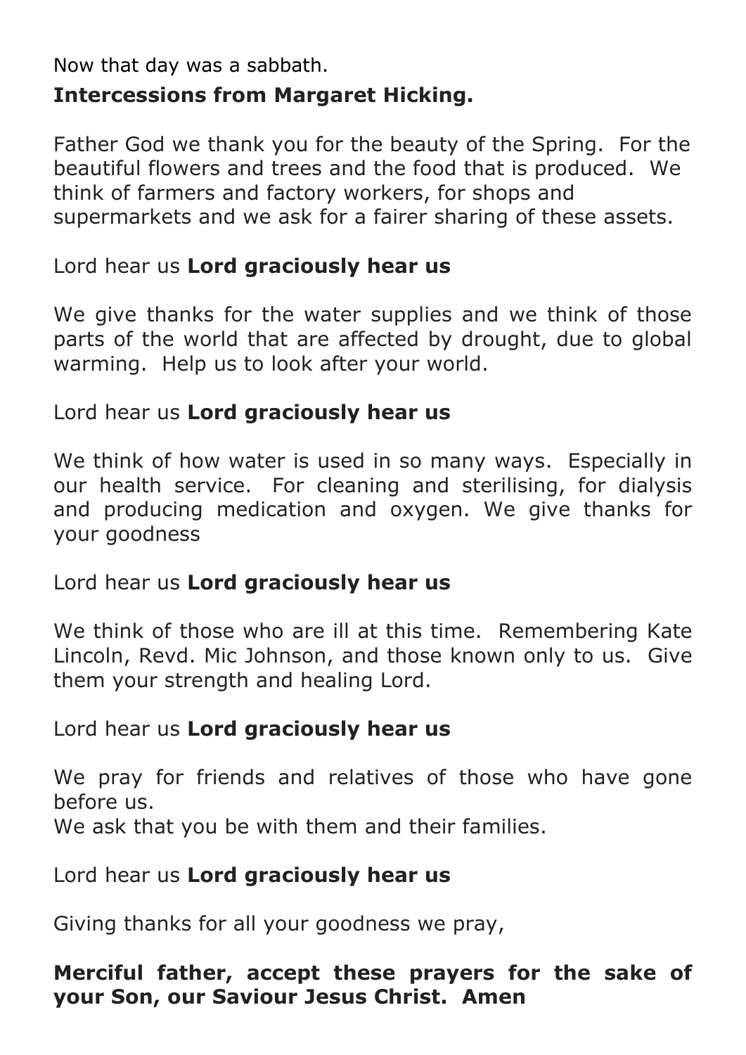Now that day was a sabbath.

**Intercessions from Margaret Hicking.**

Father God we thank you for the beauty of the Spring. For the beautiful flowers and trees and the food that is produced. We think of farmers and factory workers, for shops and supermarkets and we ask for a fairer sharing of these assets.

Lord hear us **Lord graciously hear us**

We give thanks for the water supplies and we think of those parts of the world that are affected by drought, due to global warming. Help us to look after your world.

Lord hear us **Lord graciously hear us**

We think of how water is used in so many ways. Especially in our health service. For cleaning and sterilising, for dialysis and producing medication and oxygen. We give thanks for your goodness

Lord hear us **Lord graciously hear us**

We think of those who are ill at this time. Remembering Kate Lincoln, Revd. Mic Johnson, and those known only to us. Give them your strength and healing Lord.

Lord hear us **Lord graciously hear us**

We pray for friends and relatives of those who have gone before us.
We ask that you be with them and their families.

Lord hear us **Lord graciously hear us**

Giving thanks for all your goodness we pray,

**Merciful father, accept these prayers for the sake of your Son, our Saviour Jesus Christ. Amen**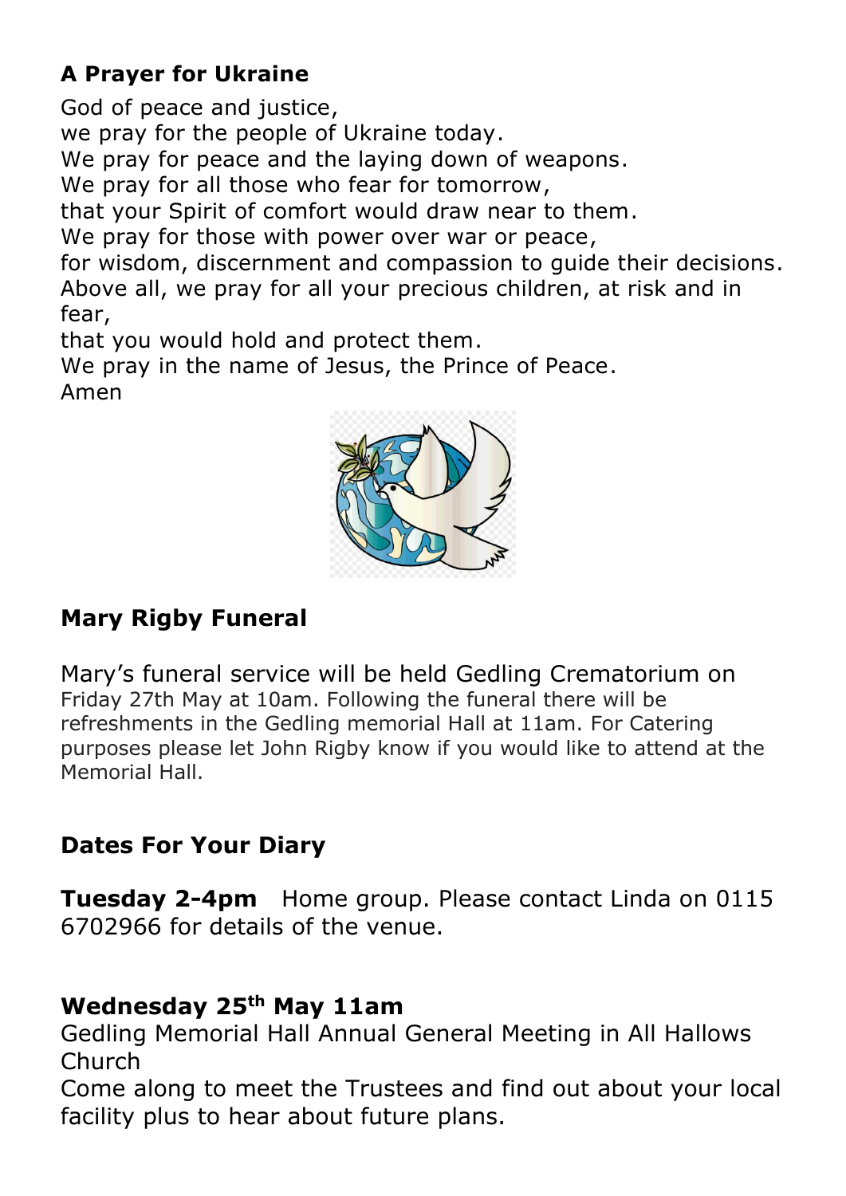### A Prayer for Ukraine

God of peace and justice,
we pray for the people of Ukraine today.
We pray for peace and the laying down of weapons.
We pray for all those who fear for tomorrow,
that your Spirit of comfort would draw near to them.
We pray for those with power over war or peace,
for wisdom, discernment and compassion to guide their decisions.
Above all, we pray for all your precious children, at risk and in fear,
that you would hold and protect them.
We pray in the name of Jesus, the Prince of Peace.
Amen

### Mary Rigby Funeral

Mary's funeral service will be held Gedling Crematorium on Friday 27th May at 10am. Following the funeral there will be refreshments in the Gedling memorial Hall at 11am. For Catering purposes please let John Rigby know if you would like to attend at the Memorial Hall.

### Dates For Your Diary

**Tuesday 2-4pm** Home group. Please contact Linda on 0115 6702966 for details of the venue.

**Wednesday 25th May 11am**

Gedling Memorial Hall Annual General Meeting in All Hallows Church

Come along to meet the Trustees and find out about your local facility plus to hear about future plans.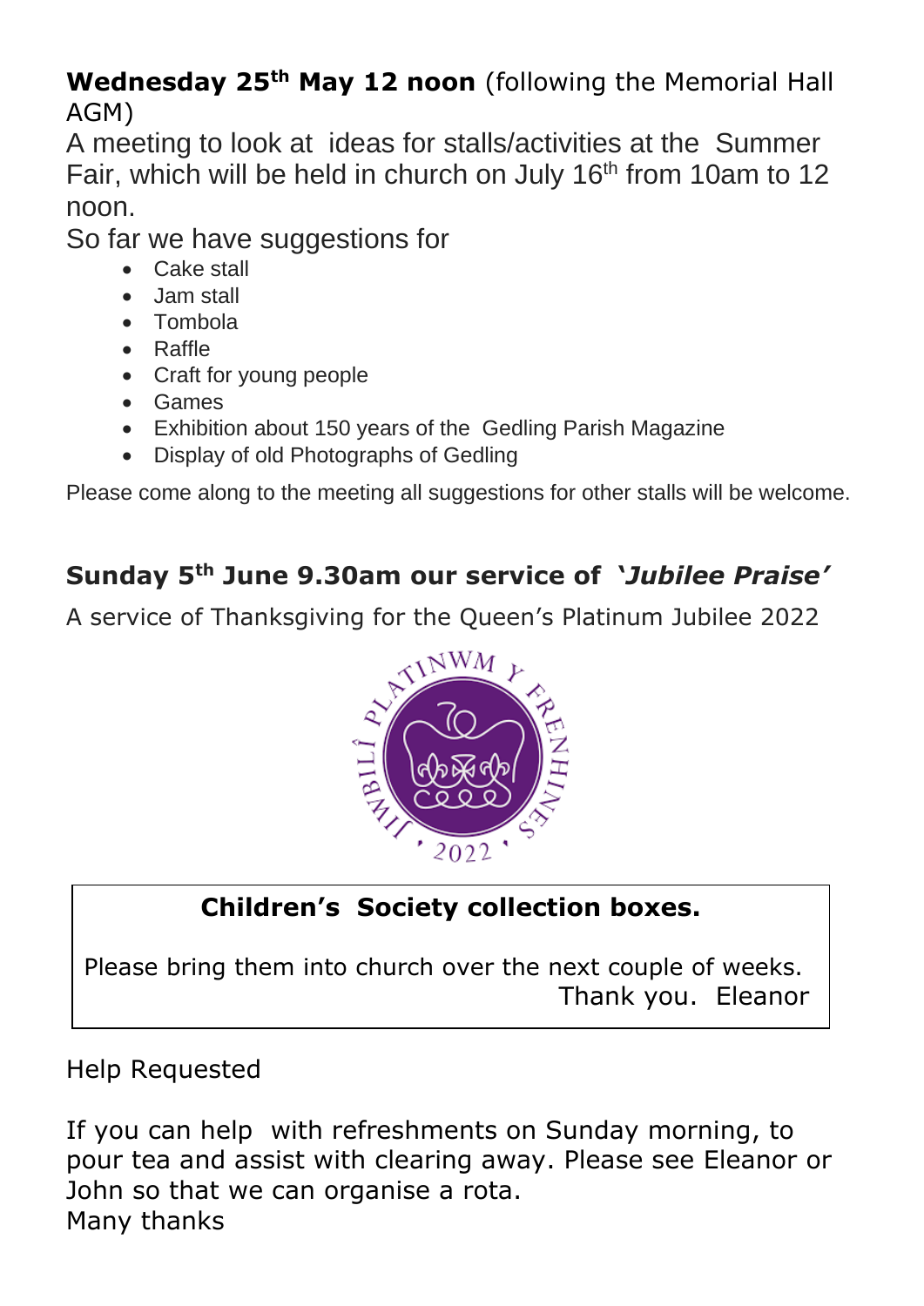**Wednesday 25th May 12 noon** (following the Memorial Hall AGM)

A meeting to look at ideas for stalls/activities at the Summer Fair, which will be held in church on July 16th from 10am to 12 noon.

So far we have suggestions for

- Cake stall
- Jam stall
- Tombola
- Raffle
- Craft for young people
- Games
- Exhibition about 150 years of the Gedling Parish Magazine
- Display of old Photographs of Gedling

Please come along to the meeting all suggestions for other stalls will be welcome.

**Sunday 5th June 9.30am our service of *'Jubilee Praise'***

A service of Thanksgiving for the Queen's Platinum Jubilee 2022

**Children's Society collection boxes.**

Please bring them into church over the next couple of weeks.

Thank you. Eleanor

Help Requested

If you can help with refreshments on Sunday morning, to pour tea and assist with clearing away. Please see Eleanor or John so that we can organise a rota.

Many thanks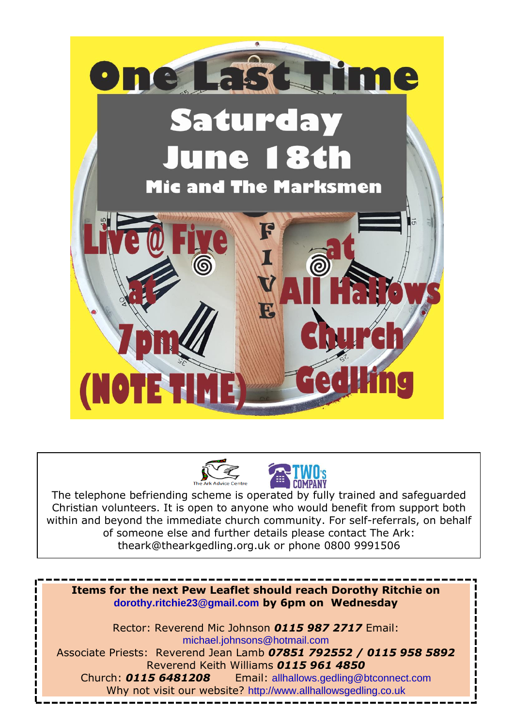# One Last Time

## Saturday June 18th

### Mic and The Marksmen

Live @ Five at 7pm (NOTE TIME)

FIVE

at All Hallows Church Gedling

---

The Ark Advice Centre — TWO's COMPANY

The telephone befriending scheme is operated by fully trained and safeguarded Christian volunteers. It is open to anyone who would benefit from support both within and beyond the immediate church community. For self-referrals, on behalf of someone else and further details please contact The Ark: theark@thearkgedling.org.uk or phone 0800 9991506

---

**Items for the next Pew Leaflet should reach Dorothy Ritchie on dorothy.ritchie23@gmail.com by 6pm on Wednesday**

Rector: Reverend Mic Johnson ***0115 987 2717*** Email: michael.johnsons@hotmail.com

Associate Priests: Reverend Jean Lamb ***07851 792552 / 0115 958 5892***

Reverend Keith Williams ***0115 961 4850***

Church: ***0115 6481208*** Email: allhallows.gedling@btconnect.com

Why not visit our website? http://www.allhallowsgedling.co.uk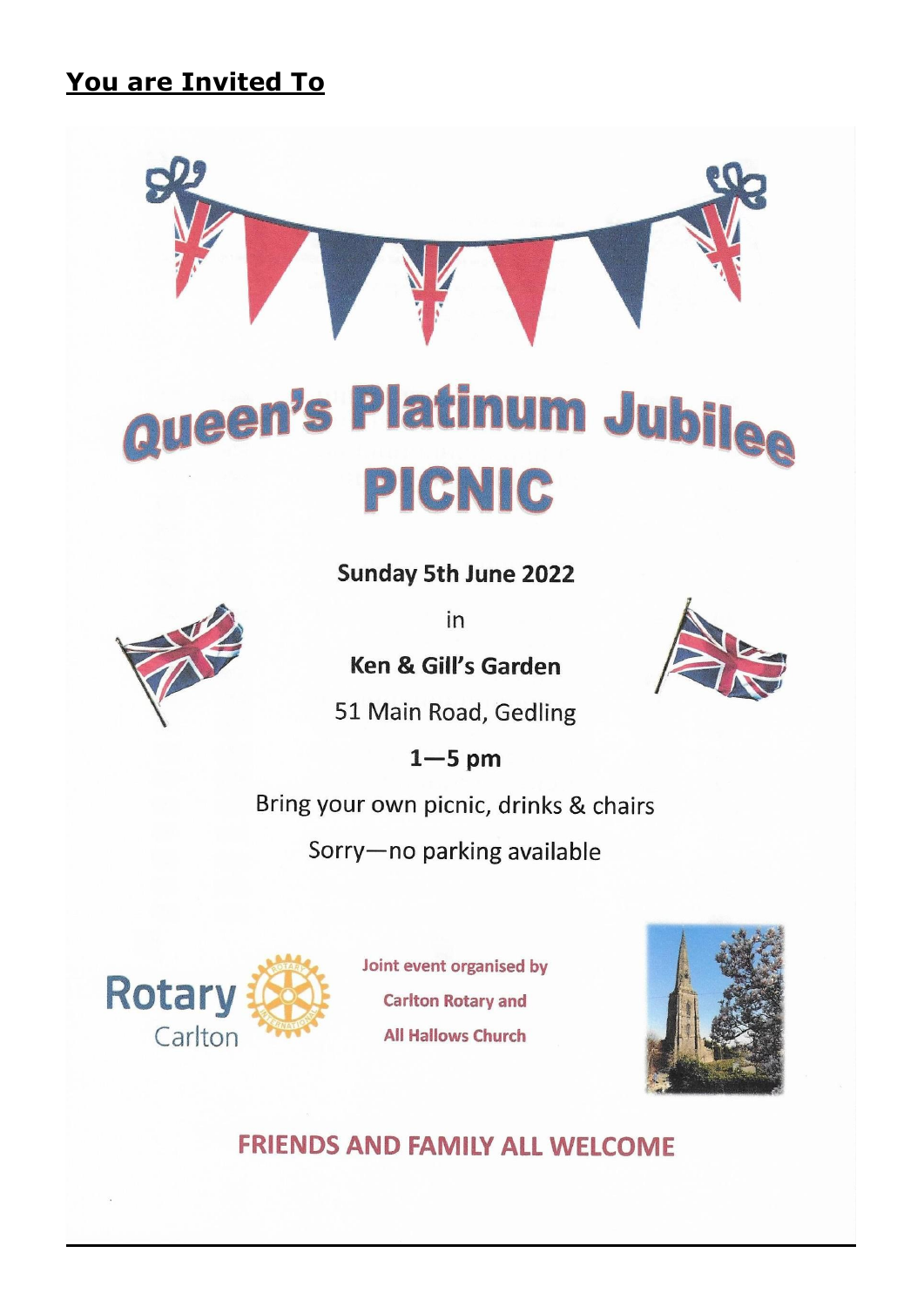## **You are Invited To**

# Queen's Platinum Jubilee
# PICNIC

**Sunday 5th June 2022**

in

**Ken & Gill's Garden**

51 Main Road, Gedling

**1—5 pm**

Bring your own picnic, drinks & chairs

Sorry—no parking available

Rotary Carlton

**Joint event organised by**

**Carlton Rotary and**

**All Hallows Church**

**FRIENDS AND FAMILY ALL WELCOME**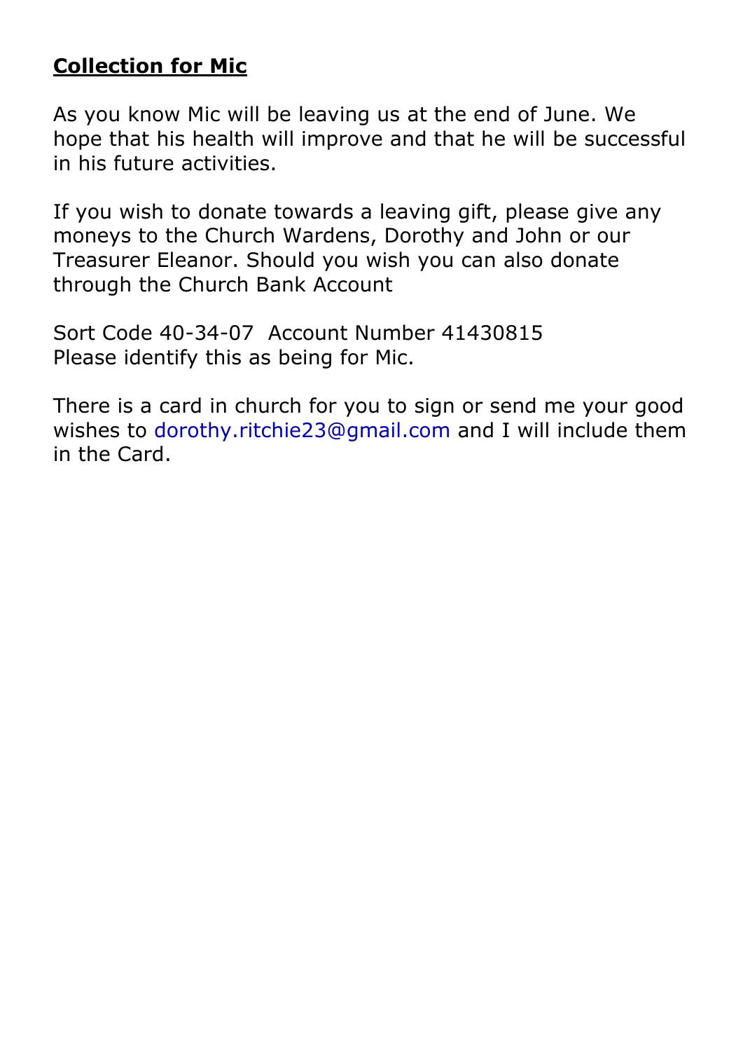**Collection for Mic**

As you know Mic will be leaving us at the end of June. We hope that his health will improve and that he will be successful in his future activities.

If you wish to donate towards a leaving gift, please give any moneys to the Church Wardens, Dorothy and John or our Treasurer Eleanor. Should you wish you can also donate through the Church Bank Account

Sort Code 40-34-07  Account Number 41430815
Please identify this as being for Mic.

There is a card in church for you to sign or send me your good wishes to dorothy.ritchie23@gmail.com and I will include them in the Card.